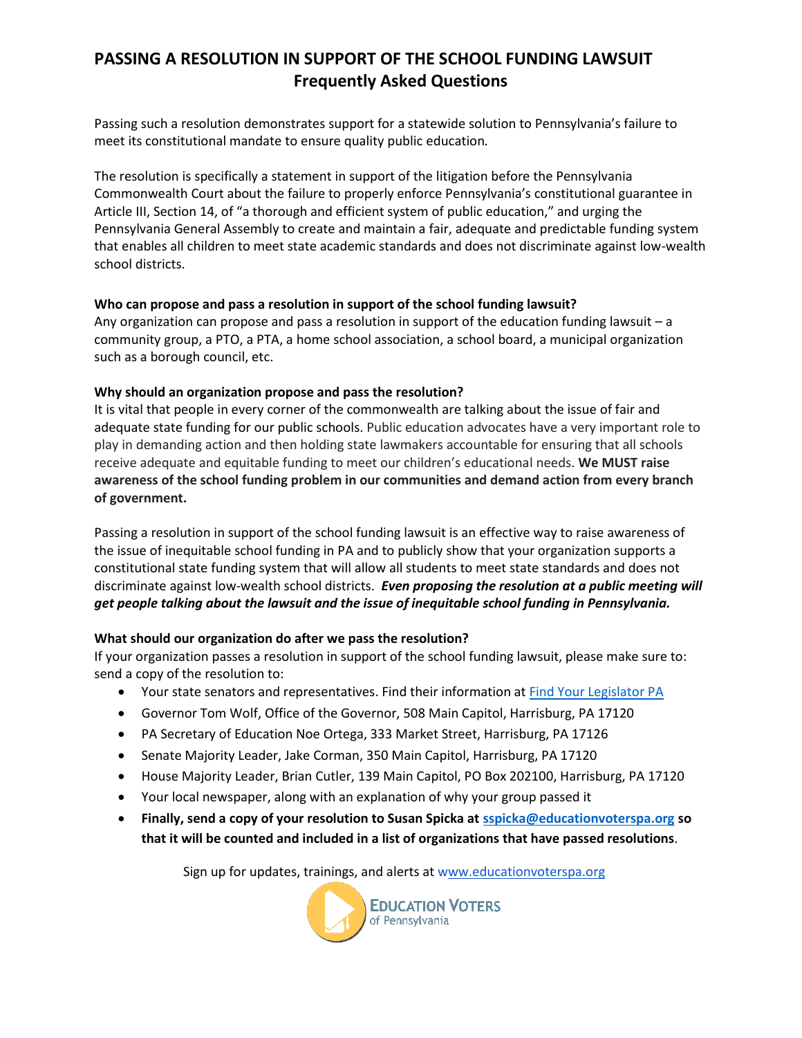# PASSING A RESOLUTION IN SUPPORT OF THE SCHOOL FUNDING LAWSUIT
## Frequently Asked Questions

Passing such a resolution demonstrates support for a statewide solution to Pennsylvania's failure to meet its constitutional mandate to ensure quality public education.

The resolution is specifically a statement in support of the litigation before the Pennsylvania Commonwealth Court about the failure to properly enforce Pennsylvania's constitutional guarantee in Article III, Section 14, of "a thorough and efficient system of public education," and urging the Pennsylvania General Assembly to create and maintain a fair, adequate and predictable funding system that enables all children to meet state academic standards and does not discriminate against low-wealth school districts.

**Who can propose and pass a resolution in support of the school funding lawsuit?**
Any organization can propose and pass a resolution in support of the education funding lawsuit – a community group, a PTO, a PTA, a home school association, a school board, a municipal organization such as a borough council, etc.

**Why should an organization propose and pass the resolution?**
It is vital that people in every corner of the commonwealth are talking about the issue of fair and adequate state funding for our public schools. Public education advocates have a very important role to play in demanding action and then holding state lawmakers accountable for ensuring that all schools receive adequate and equitable funding to meet our children's educational needs. **We MUST raise awareness of the school funding problem in our communities and demand action from every branch of government.**

Passing a resolution in support of the school funding lawsuit is an effective way to raise awareness of the issue of inequitable school funding in PA and to publicly show that your organization supports a constitutional state funding system that will allow all students to meet state standards and does not discriminate against low-wealth school districts. ***Even proposing the resolution at a public meeting will get people talking about the lawsuit and the issue of inequitable school funding in Pennsylvania.***

**What should our organization do after we pass the resolution?**
If your organization passes a resolution in support of the school funding lawsuit, please make sure to: send a copy of the resolution to:

- Your state senators and representatives. Find their information at Find Your Legislator PA
- Governor Tom Wolf, Office of the Governor, 508 Main Capitol, Harrisburg, PA 17120
- PA Secretary of Education Noe Ortega, 333 Market Street, Harrisburg, PA 17126
- Senate Majority Leader, Jake Corman, 350 Main Capitol, Harrisburg, PA 17120
- House Majority Leader, Brian Cutler, 139 Main Capitol, PO Box 202100, Harrisburg, PA 17120
- Your local newspaper, along with an explanation of why your group passed it
- **Finally, send a copy of your resolution to Susan Spicka at sspicka@educationvoterspa.org so that it will be counted and included in a list of organizations that have passed resolutions**.

Sign up for updates, trainings, and alerts at www.educationvoterspa.org

Education Voters of Pennsylvania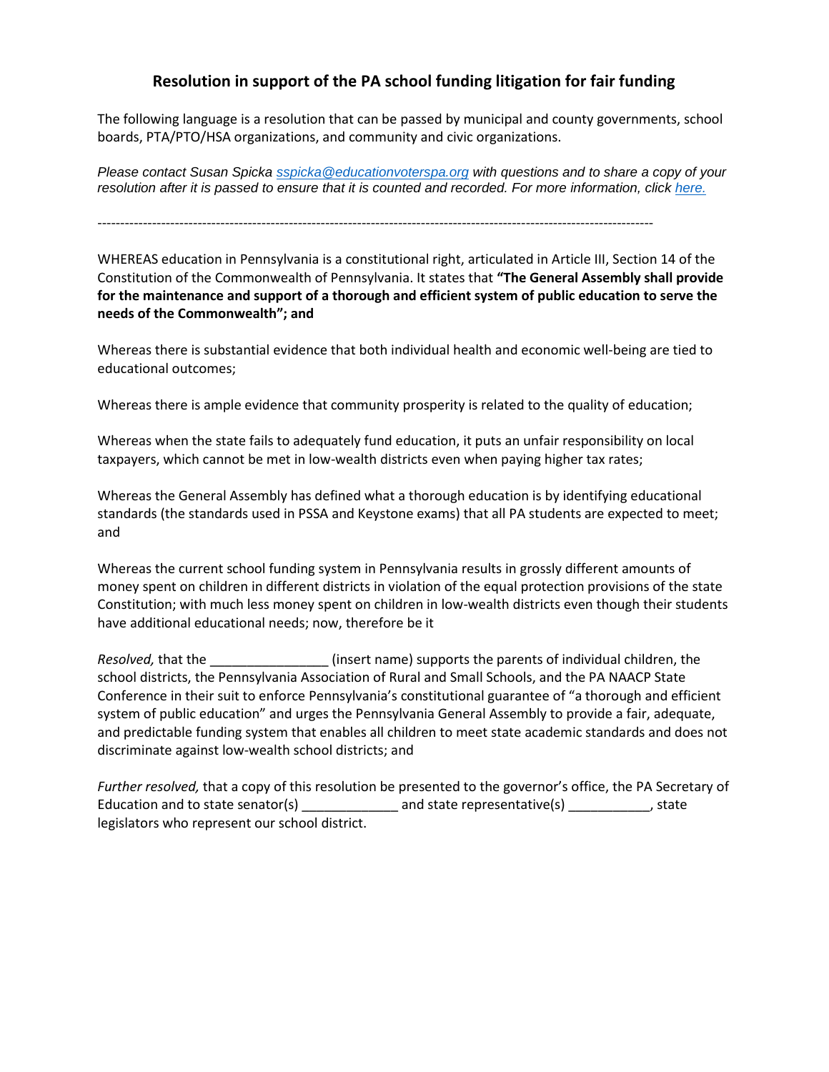## Resolution in support of the PA school funding litigation for fair funding

The following language is a resolution that can be passed by municipal and county governments, school boards, PTA/PTO/HSA organizations, and community and civic organizations.

*Please contact Susan Spicka [sspicka@educationvoterspa.org](mailto:sspicka@educationvoterspa.org) with questions and to share a copy of your resolution after it is passed to ensure that it is counted and recorded. For more information, click here.*

---

WHEREAS education in Pennsylvania is a constitutional right, articulated in Article III, Section 14 of the Constitution of the Commonwealth of Pennsylvania. It states that **"The General Assembly shall provide for the maintenance and support of a thorough and efficient system of public education to serve the needs of the Commonwealth"; and**

Whereas there is substantial evidence that both individual health and economic well-being are tied to educational outcomes;

Whereas there is ample evidence that community prosperity is related to the quality of education;

Whereas when the state fails to adequately fund education, it puts an unfair responsibility on local taxpayers, which cannot be met in low-wealth districts even when paying higher tax rates;

Whereas the General Assembly has defined what a thorough education is by identifying educational standards (the standards used in PSSA and Keystone exams) that all PA students are expected to meet; and

Whereas the current school funding system in Pennsylvania results in grossly different amounts of money spent on children in different districts in violation of the equal protection provisions of the state Constitution; with much less money spent on children in low-wealth districts even though their students have additional educational needs; now, therefore be it

*Resolved,* that the ________________ (insert name) supports the parents of individual children, the school districts, the Pennsylvania Association of Rural and Small Schools, and the PA NAACP State Conference in their suit to enforce Pennsylvania's constitutional guarantee of "a thorough and efficient system of public education" and urges the Pennsylvania General Assembly to provide a fair, adequate, and predictable funding system that enables all children to meet state academic standards and does not discriminate against low-wealth school districts; and

*Further resolved,* that a copy of this resolution be presented to the governor's office, the PA Secretary of Education and to state senator(s) _____________ and state representative(s) ___________, state legislators who represent our school district.